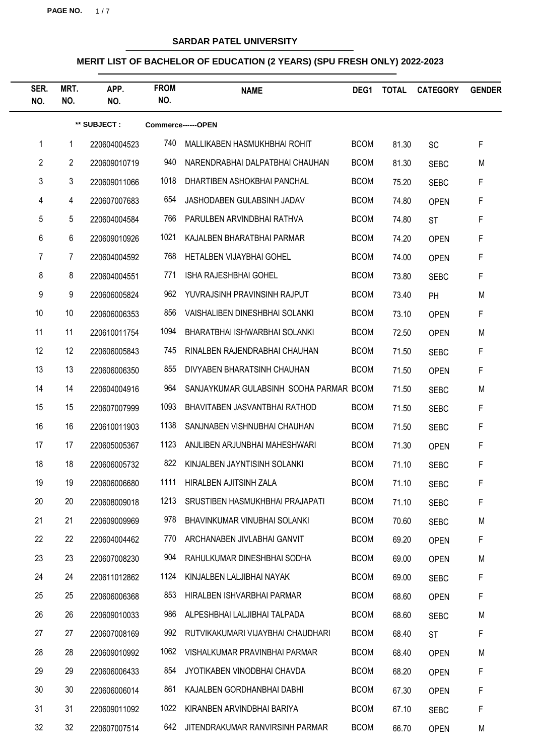# SARDAR PATEL UNIVERSITY

## MERIT LIST OF BACHELOR OF EDUCATION (2 YEARS) (SPU FRESH ONLY) 2022-2023

| SER. NO. | MRT. NO. | APP. NO. | FROM NO. | NAME | DEG1 | TOTAL | CATEGORY | GENDER |
|---|---|---|---|---|---|---|---|---|
| | | ** SUBJECT : | Commerce------OPEN | | | | | |
| 1 | 1 | 220604004523 | 740 | MALLIKABEN HASMUKHBHAI ROHIT | BCOM | 81.30 | SC | F |
| 2 | 2 | 220609010719 | 940 | NARENDRABHAI DALPATBHAI CHAUHAN | BCOM | 81.30 | SEBC | M |
| 3 | 3 | 220609011066 | 1018 | DHARTIBEN ASHOKBHAI PANCHAL | BCOM | 75.20 | SEBC | F |
| 4 | 4 | 220607007683 | 654 | JASHODABEN GULABSINH JADAV | BCOM | 74.80 | OPEN | F |
| 5 | 5 | 220604004584 | 766 | PARULBEN ARVINDBHAI RATHVA | BCOM | 74.80 | ST | F |
| 6 | 6 | 220609010926 | 1021 | KAJALBEN BHARATBHAI PARMAR | BCOM | 74.20 | OPEN | F |
| 7 | 7 | 220604004592 | 768 | HETALBEN VIJAYBHAI GOHEL | BCOM | 74.00 | OPEN | F |
| 8 | 8 | 220604004551 | 771 | ISHA RAJESHBHAI GOHEL | BCOM | 73.80 | SEBC | F |
| 9 | 9 | 220606005824 | 962 | YUVRAJSINH PRAVINSINH RAJPUT | BCOM | 73.40 | PH | M |
| 10 | 10 | 220606006353 | 856 | VAISHALIBEN DINESHBHAI SOLANKI | BCOM | 73.10 | OPEN | F |
| 11 | 11 | 220610011754 | 1094 | BHARATBHAI ISHWARBHAI SOLANKI | BCOM | 72.50 | OPEN | M |
| 12 | 12 | 220606005843 | 745 | RINALBEN RAJENDRABHAI CHAUHAN | BCOM | 71.50 | SEBC | F |
| 13 | 13 | 220606006350 | 855 | DIVYABEN BHARATSINH CHAUHAN | BCOM | 71.50 | OPEN | F |
| 14 | 14 | 220604004916 | 964 | SANJAYKUMAR GULABSINH SODHA PARMAR | BCOM | 71.50 | SEBC | M |
| 15 | 15 | 220607007999 | 1093 | BHAVITABEN JASVANTBHAI RATHOD | BCOM | 71.50 | SEBC | F |
| 16 | 16 | 220610011903 | 1138 | SANJNABEN VISHNUBHAI CHAUHAN | BCOM | 71.50 | SEBC | F |
| 17 | 17 | 220605005367 | 1123 | ANJLIBEN ARJUNBHAI MAHESHWARI | BCOM | 71.30 | OPEN | F |
| 18 | 18 | 220606005732 | 822 | KINJALBEN JAYNTISINH SOLANKI | BCOM | 71.10 | SEBC | F |
| 19 | 19 | 220606006680 | 1111 | HIRALBEN AJITSINH ZALA | BCOM | 71.10 | SEBC | F |
| 20 | 20 | 220608009018 | 1213 | SRUSTIBEN HASMUKHBHAI PRAJAPATI | BCOM | 71.10 | SEBC | F |
| 21 | 21 | 220609009969 | 978 | BHAVINKUMAR VINUBHAI SOLANKI | BCOM | 70.60 | SEBC | M |
| 22 | 22 | 220604004462 | 770 | ARCHANABEN JIVLABHAI GANVIT | BCOM | 69.20 | OPEN | F |
| 23 | 23 | 220607008230 | 904 | RAHULKUMAR DINESHBHAI SODHA | BCOM | 69.00 | OPEN | M |
| 24 | 24 | 220611012862 | 1124 | KINJALBEN LALJIBHAI NAYAK | BCOM | 69.00 | SEBC | F |
| 25 | 25 | 220606006368 | 853 | HIRALBEN ISHVARBHAI PARMAR | BCOM | 68.60 | OPEN | F |
| 26 | 26 | 220609010033 | 986 | ALPESHBHAI LALJIBHAI TALPADA | BCOM | 68.60 | SEBC | M |
| 27 | 27 | 220607008169 | 992 | RUTVIKAKUMARI VIJAYBHAI CHAUDHARI | BCOM | 68.40 | ST | F |
| 28 | 28 | 220609010992 | 1062 | VISHALKUMAR PRAVINBHAI PARMAR | BCOM | 68.40 | OPEN | M |
| 29 | 29 | 220606006433 | 854 | JYOTIKABEN VINODBHAI CHAVDA | BCOM | 68.20 | OPEN | F |
| 30 | 30 | 220606006014 | 861 | KAJALBEN GORDHANBHAI DABHI | BCOM | 67.30 | OPEN | F |
| 31 | 31 | 220609011092 | 1022 | KIRANBEN ARVINDBHAI BARIYA | BCOM | 67.10 | SEBC | F |
| 32 | 32 | 220607007514 | 642 | JITENDRAKUMAR RANVIRSINH PARMAR | BCOM | 66.70 | OPEN | M |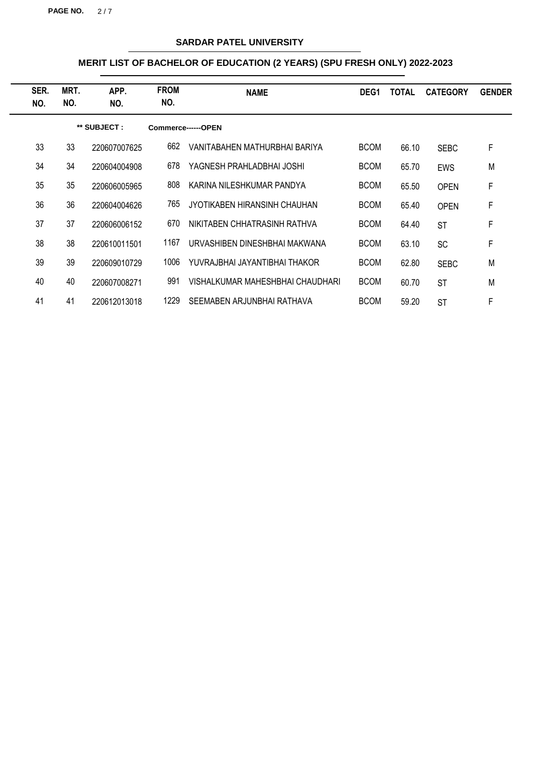## SARDAR PATEL UNIVERSITY

### MERIT LIST OF BACHELOR OF EDUCATION (2 YEARS) (SPU FRESH ONLY) 2022-2023

| SER. NO. | MRT. NO. | APP. NO. | FROM NO. | NAME | DEG1 | TOTAL | CATEGORY | GENDER |
|---|---|---|---|---|---|---|---|---|
| | | ** SUBJECT : | Commerce------OPEN | | | | | |
| 33 | 33 | 220607007625 | 662 | VANITABAHEN MATHURBHAI BARIYA | BCOM | 66.10 | SEBC | F |
| 34 | 34 | 220604004908 | 678 | YAGNESH PRAHLADBHAI JOSHI | BCOM | 65.70 | EWS | M |
| 35 | 35 | 220606005965 | 808 | KARINA NILESHKUMAR PANDYA | BCOM | 65.50 | OPEN | F |
| 36 | 36 | 220604004626 | 765 | JYOTIKABEN HIRANSINH CHAUHAN | BCOM | 65.40 | OPEN | F |
| 37 | 37 | 220606006152 | 670 | NIKITABEN CHHATRASINH RATHVA | BCOM | 64.40 | ST | F |
| 38 | 38 | 220610011501 | 1167 | URVASHIBEN DINESHBHAI MAKWANA | BCOM | 63.10 | SC | F |
| 39 | 39 | 220609010729 | 1006 | YUVRAJBHAI JAYANTIBHAI THAKOR | BCOM | 62.80 | SEBC | M |
| 40 | 40 | 220607008271 | 991 | VISHALKUMAR MAHESHBHAI CHAUDHARI | BCOM | 60.70 | ST | M |
| 41 | 41 | 220612013018 | 1229 | SEEMABEN ARJUNBHAI RATHAVA | BCOM | 59.20 | ST | F |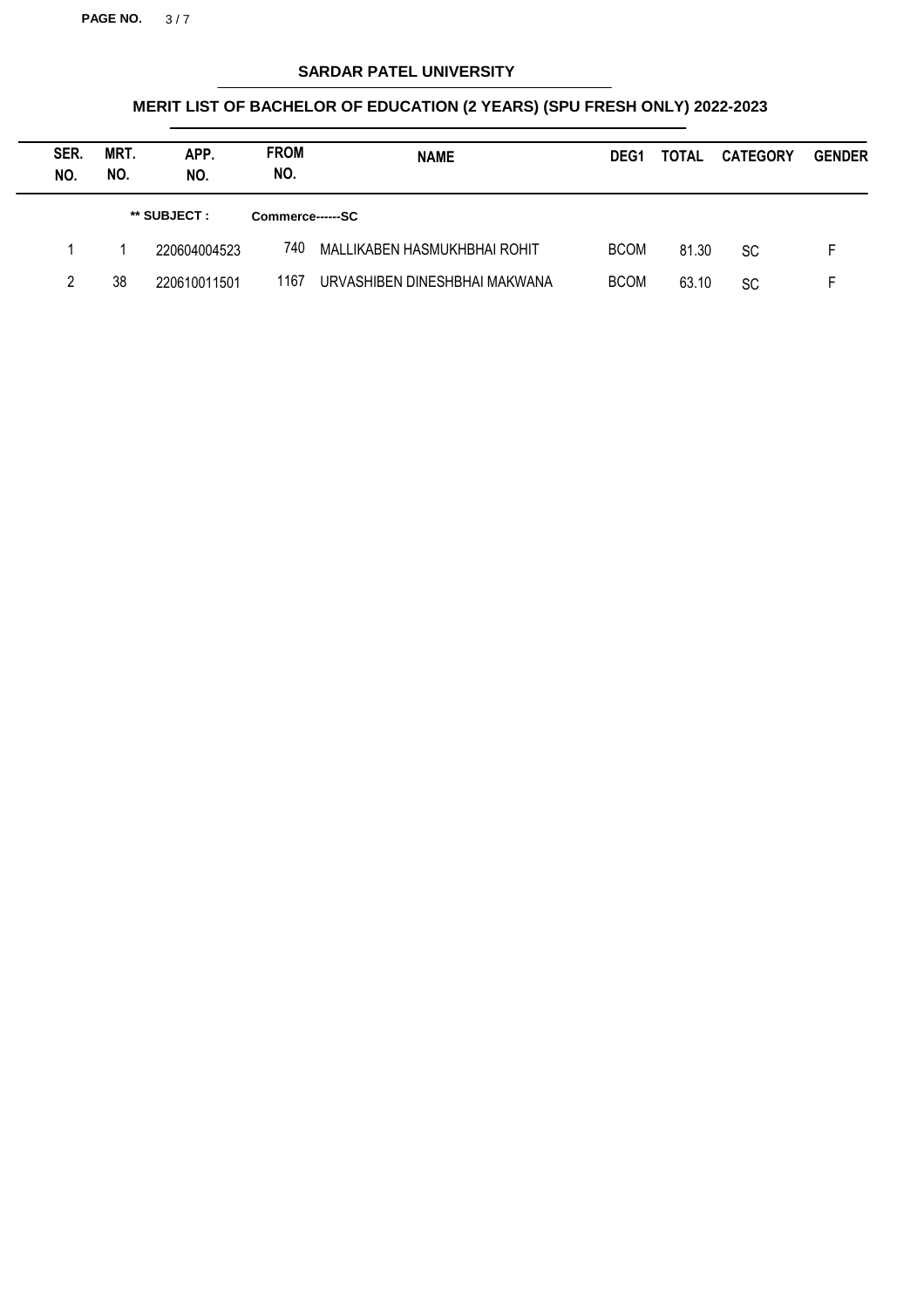## SARDAR PATEL UNIVERSITY

### MERIT LIST OF BACHELOR OF EDUCATION (2 YEARS) (SPU FRESH ONLY) 2022-2023

| SER. NO. | MRT. NO. | APP. NO. | FROM NO. | NAME | DEG1 | TOTAL | CATEGORY | GENDER |
|---|---|---|---|---|---|---|---|---|
| | | ** SUBJECT : | Commerce------SC | | | | | |
| 1 | 1 | 220604004523 | 740 | MALLIKABEN HASMUKHBHAI ROHIT | BCOM | 81.30 | SC | F |
| 2 | 38 | 220610011501 | 1167 | URVASHIBEN DINESHBHAI MAKWANA | BCOM | 63.10 | SC | F |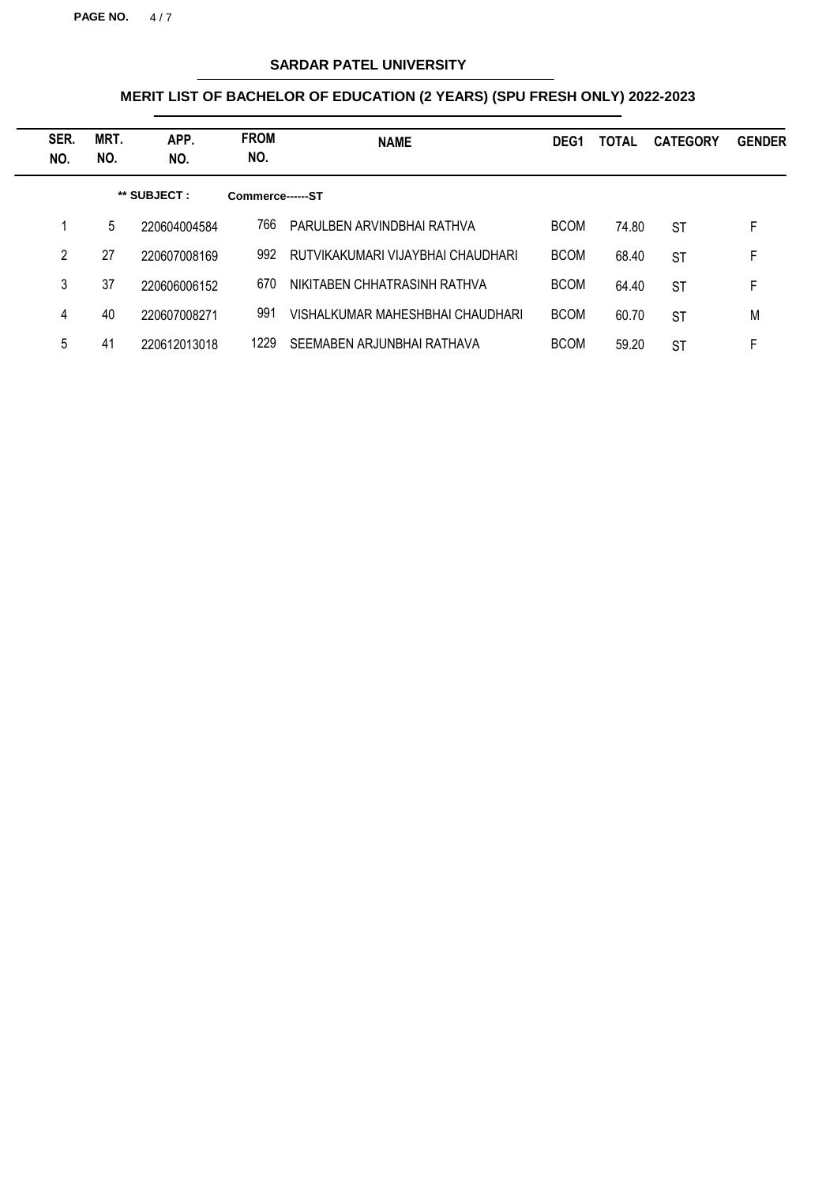## SARDAR PATEL UNIVERSITY

### MERIT LIST OF BACHELOR OF EDUCATION (2 YEARS) (SPU FRESH ONLY) 2022-2023

| SER. NO. | MRT. NO. | APP. NO. | FROM NO. | NAME | DEG1 | TOTAL | CATEGORY | GENDER |
|---|---|---|---|---|---|---|---|---|
| | | ** SUBJECT : | Commerce------ST | | | | | |
| 1 | 5 | 220604004584 | 766 | PARULBEN ARVINDBHAI RATHVA | BCOM | 74.80 | ST | F |
| 2 | 27 | 220607008169 | 992 | RUTVIKAKUMARI VIJAYBHAI CHAUDHARI | BCOM | 68.40 | ST | F |
| 3 | 37 | 220606006152 | 670 | NIKITABEN CHHATRASINH RATHVA | BCOM | 64.40 | ST | F |
| 4 | 40 | 220607008271 | 991 | VISHALKUMAR MAHESHBHAI CHAUDHARI | BCOM | 60.70 | ST | M |
| 5 | 41 | 220612013018 | 1229 | SEEMABEN ARJUNBHAI RATHAVA | BCOM | 59.20 | ST | F |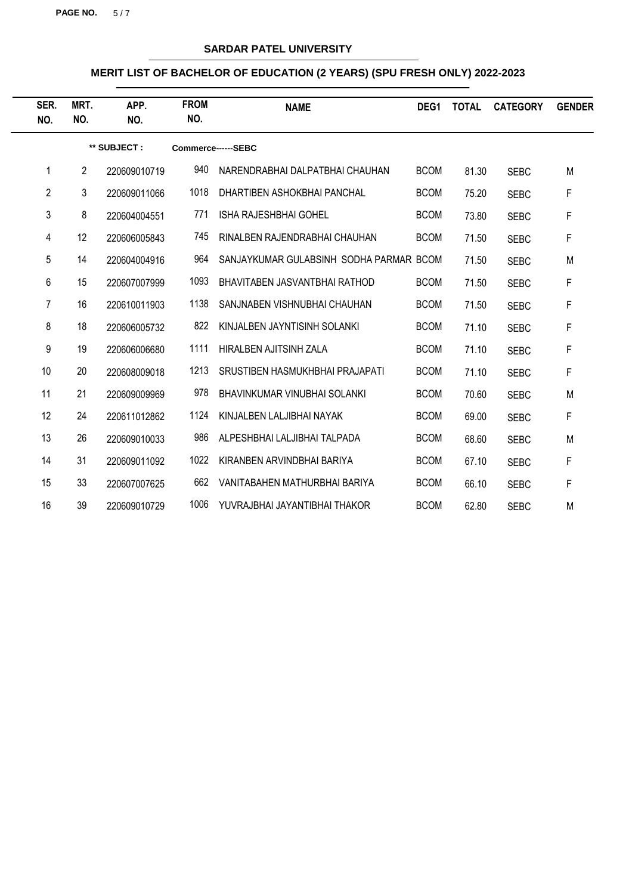**SARDAR PATEL UNIVERSITY**

**MERIT LIST OF BACHELOR OF EDUCATION (2 YEARS) (SPU FRESH ONLY) 2022-2023**

| SER. NO. | MRT. NO. | APP. NO. | FROM NO. | NAME | DEG1 | TOTAL | CATEGORY | GENDER |
|---|---|---|---|---|---|---|---|---|
| | | ** SUBJECT : | Commerce------SEBC | | | | | |
| 1 | 2 | 220609010719 | 940 | NARENDRABHAI DALPATBHAI CHAUHAN | BCOM | 81.30 | SEBC | M |
| 2 | 3 | 220609011066 | 1018 | DHARTIBEN ASHOKBHAI PANCHAL | BCOM | 75.20 | SEBC | F |
| 3 | 8 | 220604004551 | 771 | ISHA RAJESHBHAI GOHEL | BCOM | 73.80 | SEBC | F |
| 4 | 12 | 220606005843 | 745 | RINALBEN RAJENDRABHAI CHAUHAN | BCOM | 71.50 | SEBC | F |
| 5 | 14 | 220604004916 | 964 | SANJAYKUMAR GULABSINH SODHA PARMAR | BCOM | 71.50 | SEBC | M |
| 6 | 15 | 220607007999 | 1093 | BHAVITABEN JASVANTBHAI RATHOD | BCOM | 71.50 | SEBC | F |
| 7 | 16 | 220610011903 | 1138 | SANJNABEN VISHNUBHAI CHAUHAN | BCOM | 71.50 | SEBC | F |
| 8 | 18 | 220606005732 | 822 | KINJALBEN JAYNTISINH SOLANKI | BCOM | 71.10 | SEBC | F |
| 9 | 19 | 220606006680 | 1111 | HIRALBEN AJITSINH ZALA | BCOM | 71.10 | SEBC | F |
| 10 | 20 | 220608009018 | 1213 | SRUSTIBEN HASMUKHBHAI PRAJAPATI | BCOM | 71.10 | SEBC | F |
| 11 | 21 | 220609009969 | 978 | BHAVINKUMAR VINUBHAI SOLANKI | BCOM | 70.60 | SEBC | M |
| 12 | 24 | 220611012862 | 1124 | KINJALBEN LALJIBHAI NAYAK | BCOM | 69.00 | SEBC | F |
| 13 | 26 | 220609010033 | 986 | ALPESHBHAI LALJIBHAI TALPADA | BCOM | 68.60 | SEBC | M |
| 14 | 31 | 220609011092 | 1022 | KIRANBEN ARVINDBHAI BARIYA | BCOM | 67.10 | SEBC | F |
| 15 | 33 | 220607007625 | 662 | VANITABAHEN MATHURBHAI BARIYA | BCOM | 66.10 | SEBC | F |
| 16 | 39 | 220609010729 | 1006 | YUVRAJBHAI JAYANTIBHAI THAKOR | BCOM | 62.80 | SEBC | M |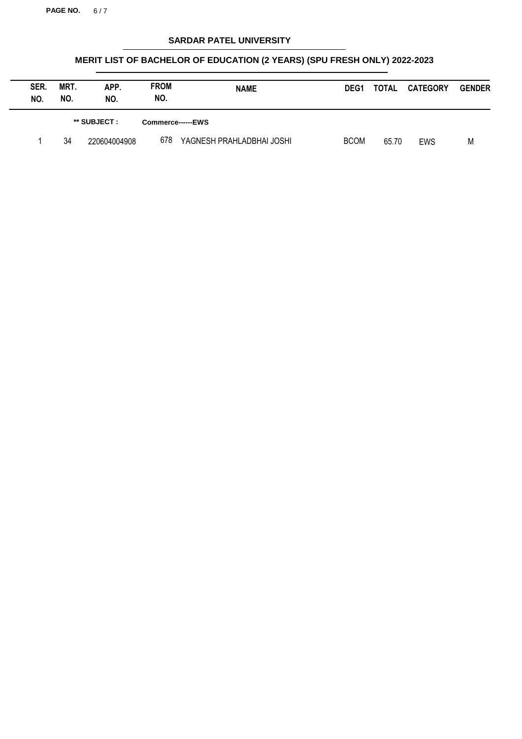# SARDAR PATEL UNIVERSITY

## MERIT LIST OF BACHELOR OF EDUCATION (2 YEARS) (SPU FRESH ONLY) 2022-2023

| SER. NO. | MRT. NO. | APP. NO. | FROM NO. | NAME | DEG1 | TOTAL | CATEGORY | GENDER |
|---|---|---|---|---|---|---|---|---|

**\*\* SUBJECT : Commerce------EWS**

| SER. NO. | MRT. NO. | APP. NO. | FROM NO. | NAME | DEG1 | TOTAL | CATEGORY | GENDER |
|---|---|---|---|---|---|---|---|---|
| 1 | 34 | 220604004908 | 678 | YAGNESH PRAHLADBHAI JOSHI | BCOM | 65.70 | EWS | M |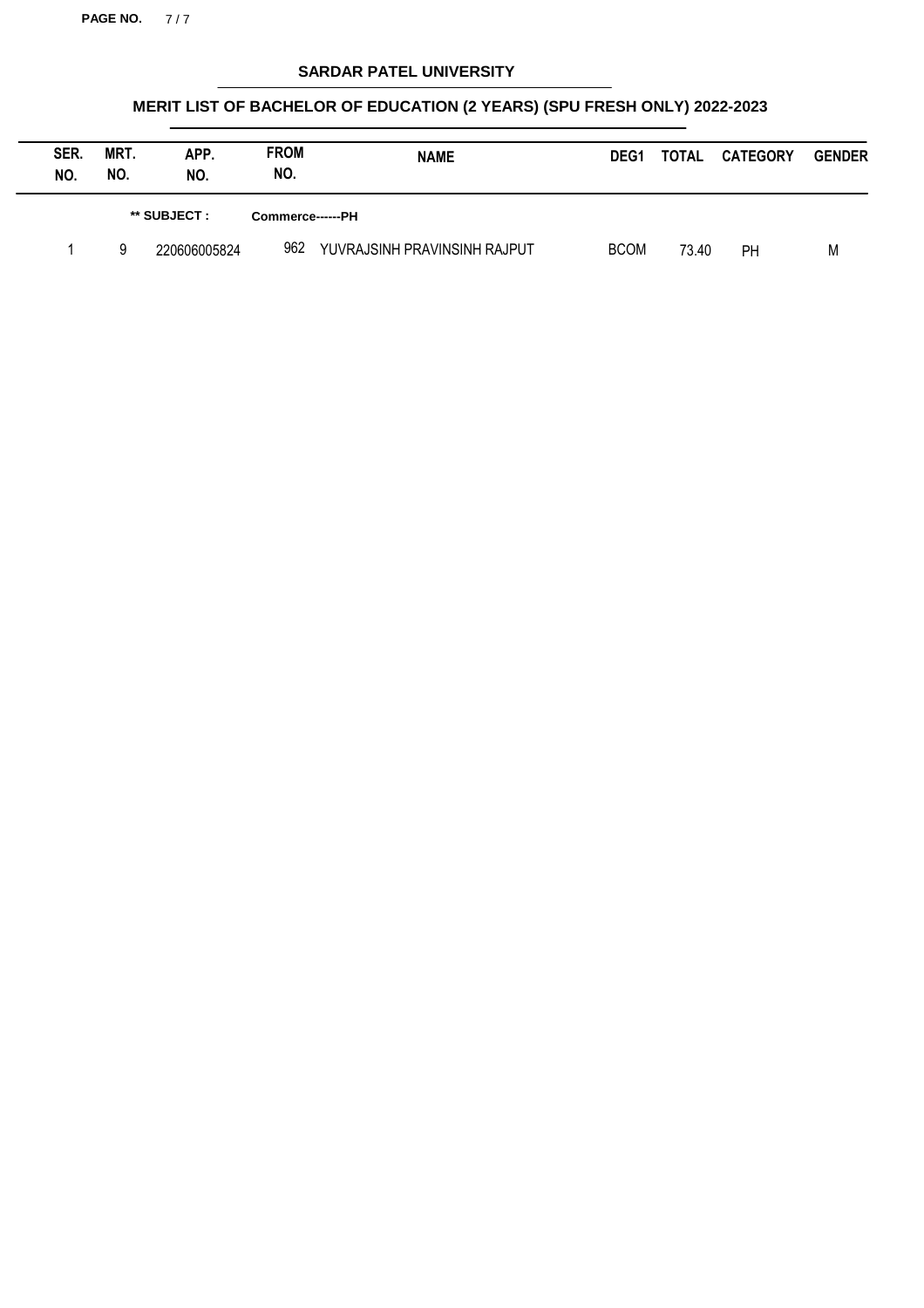# SARDAR PATEL UNIVERSITY

## MERIT LIST OF BACHELOR OF EDUCATION (2 YEARS) (SPU FRESH ONLY) 2022-2023

| SER. NO. | MRT. NO. | APP. NO. | FROM NO. | NAME | DEG1 | TOTAL | CATEGORY | GENDER |
|---|---|---|---|---|---|---|---|---|
| | | ** SUBJECT : | Commerce------PH | | | | | |
| 1 | 9 | 220606005824 | 962 | YUVRAJSINH PRAVINSINH RAJPUT | BCOM | 73.40 | PH | M |